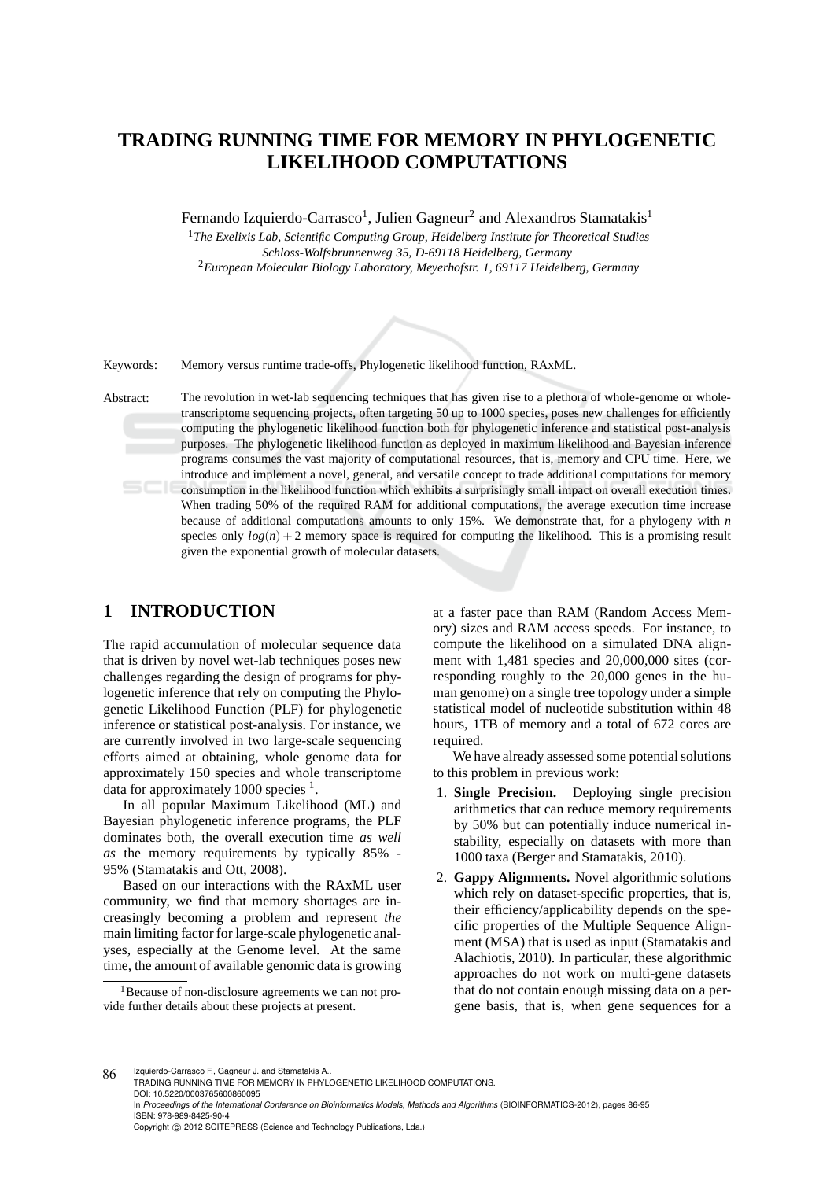# TRADING RUNNING TIME FOR MEMORY IN PHYLOGENETIC LIKELIHOOD COMPUTATIONS

Fernando Izquierdo-Carrasco[1], Julien Gagneur[2] and Alexandros Stamatakis[1]

[1]*The Exelixis Lab, Scientific Computing Group, Heidelberg Institute for Theoretical Studies Schloss-Wolfsbrunnenweg 35, D-69118 Heidelberg, Germany*

[2]*European Molecular Biology Laboratory, Meyerhofstr. 1, 69117 Heidelberg, Germany*

Keywords: Memory versus runtime trade-offs, Phylogenetic likelihood function, RAxML.

Abstract: The revolution in wet-lab sequencing techniques that has given rise to a plethora of whole-genome or whole-transcriptome sequencing projects, often targeting 50 up to 1000 species, poses new challenges for efficiently computing the phylogenetic likelihood function both for phylogenetic inference and statistical post-analysis purposes. The phylogenetic likelihood function as deployed in maximum likelihood and Bayesian inference programs consumes the vast majority of computational resources, that is, memory and CPU time. Here, we introduce and implement a novel, general, and versatile concept to trade additional computations for memory consumption in the likelihood function which exhibits a surprisingly small impact on overall execution times. When trading 50% of the required RAM for additional computations, the average execution time increase because of additional computations amounts to only 15%. We demonstrate that, for a phylogeny with $n$ species only $log(n)+2$ memory space is required for computing the likelihood. This is a promising result given the exponential growth of molecular datasets.

## 1 INTRODUCTION

The rapid accumulation of molecular sequence data that is driven by novel wet-lab techniques poses new challenges regarding the design of programs for phylogenetic inference that rely on computing the Phylogenetic Likelihood Function (PLF) for phylogenetic inference or statistical post-analysis. For instance, we are currently involved in two large-scale sequencing efforts aimed at obtaining, whole genome data for approximately 150 species and whole transcriptome data for approximately 1000 species [1].

In all popular Maximum Likelihood (ML) and Bayesian phylogenetic inference programs, the PLF dominates both, the overall execution time *as well as* the memory requirements by typically 85% - 95% (Stamatakis and Ott, 2008).

Based on our interactions with the RAxML user community, we find that memory shortages are increasingly becoming a problem and represent *the* main limiting factor for large-scale phylogenetic analyses, especially at the Genome level. At the same time, the amount of available genomic data is growing at a faster pace than RAM (Random Access Memory) sizes and RAM access speeds. For instance, to compute the likelihood on a simulated DNA alignment with 1,481 species and 20,000,000 sites (corresponding roughly to the 20,000 genes in the human genome) on a single tree topology under a simple statistical model of nucleotide substitution within 48 hours, 1TB of memory and a total of 672 cores are required.

We have already assessed some potential solutions to this problem in previous work:

1. **Single Precision.** Deploying single precision arithmetics that can reduce memory requirements by 50% but can potentially induce numerical instability, especially on datasets with more than 1000 taxa (Berger and Stamatakis, 2010).
2. **Gappy Alignments.** Novel algorithmic solutions which rely on dataset-specific properties, that is, their efficiency/applicability depends on the specific properties of the Multiple Sequence Alignment (MSA) that is used as input (Stamatakis and Alachiotis, 2010). In particular, these algorithmic approaches do not work on multi-gene datasets that do not contain enough missing data on a per-gene basis, that is, when gene sequences for a

[1]Because of non-disclosure agreements we can not provide further details about these projects at present.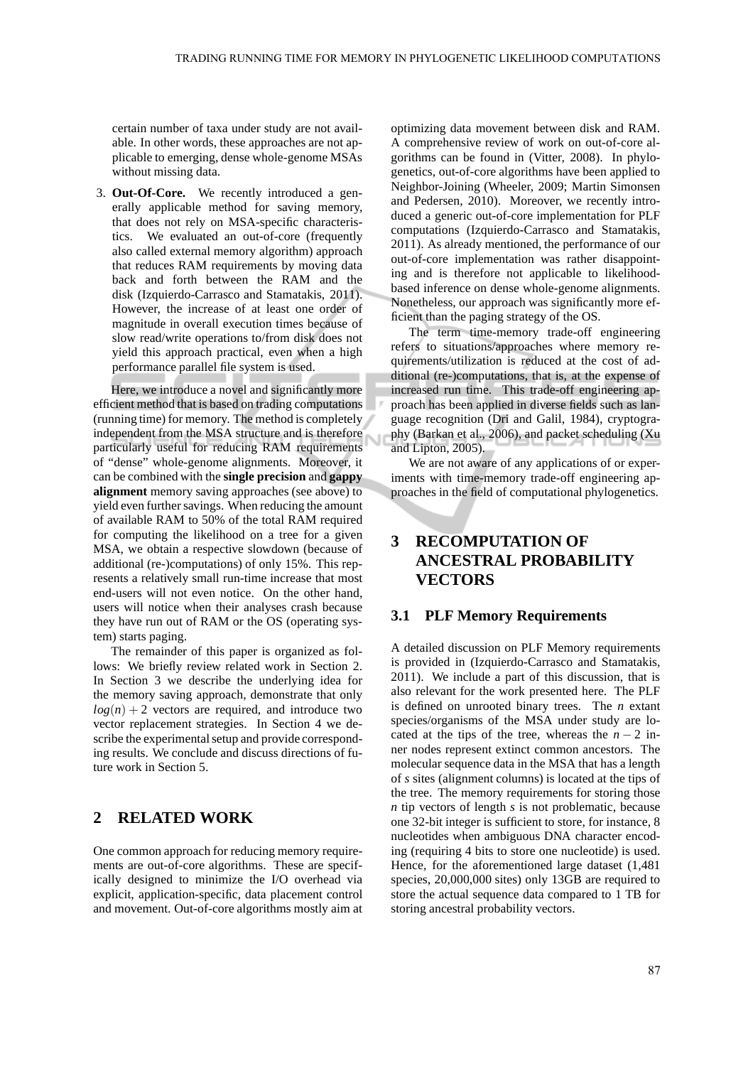certain number of taxa under study are not available. In other words, these approaches are not applicable to emerging, dense whole-genome MSAs without missing data.

3. **Out-Of-Core.** We recently introduced a generally applicable method for saving memory, that does not rely on MSA-specific characteristics. We evaluated an out-of-core (frequently also called external memory algorithm) approach that reduces RAM requirements by moving data back and forth between the RAM and the disk (Izquierdo-Carrasco and Stamatakis, 2011). However, the increase of at least one order of magnitude in overall execution times because of slow read/write operations to/from disk does not yield this approach practical, even when a high performance parallel file system is used.

Here, we introduce a novel and significantly more efficient method that is based on trading computations (running time) for memory. The method is completely independent from the MSA structure and is therefore particularly useful for reducing RAM requirements of "dense" whole-genome alignments. Moreover, it can be combined with the **single precision** and **gappy alignment** memory saving approaches (see above) to yield even further savings. When reducing the amount of available RAM to 50% of the total RAM required for computing the likelihood on a tree for a given MSA, we obtain a respective slowdown (because of additional (re-)computations) of only 15%. This represents a relatively small run-time increase that most end-users will not even notice. On the other hand, users will notice when their analyses crash because they have run out of RAM or the OS (operating system) starts paging.

The remainder of this paper is organized as follows: We briefly review related work in Section 2. In Section 3 we describe the underlying idea for the memory saving approach, demonstrate that only $log(n)+2$ vectors are required, and introduce two vector replacement strategies. In Section 4 we describe the experimental setup and provide corresponding results. We conclude and discuss directions of future work in Section 5.

## 2 RELATED WORK

One common approach for reducing memory requirements are out-of-core algorithms. These are specifically designed to minimize the I/O overhead via explicit, application-specific, data placement control and movement. Out-of-core algorithms mostly aim at optimizing data movement between disk and RAM. A comprehensive review of work on out-of-core algorithms can be found in (Vitter, 2008). In phylogenetics, out-of-core algorithms have been applied to Neighbor-Joining (Wheeler, 2009; Martin Simonsen and Pedersen, 2010). Moreover, we recently introduced a generic out-of-core implementation for PLF computations (Izquierdo-Carrasco and Stamatakis, 2011). As already mentioned, the performance of our out-of-core implementation was rather disappointing and is therefore not applicable to likelihood-based inference on dense whole-genome alignments. Nonetheless, our approach was significantly more efficient than the paging strategy of the OS.

The term time-memory trade-off engineering refers to situations/approaches where memory requirements/utilization is reduced at the cost of additional (re-)computations, that is, at the expense of increased run time. This trade-off engineering approach has been applied in diverse fields such as language recognition (Dri and Galil, 1984), cryptography (Barkan et al., 2006), and packet scheduling (Xu and Lipton, 2005).

We are not aware of any applications of or experiments with time-memory trade-off engineering approaches in the field of computational phylogenetics.

## 3 RECOMPUTATION OF ANCESTRAL PROBABILITY VECTORS

### 3.1 PLF Memory Requirements

A detailed discussion on PLF Memory requirements is provided in (Izquierdo-Carrasco and Stamatakis, 2011). We include a part of this discussion, that is also relevant for the work presented here. The PLF is defined on unrooted binary trees. The $n$ extant species/organisms of the MSA under study are located at the tips of the tree, whereas the $n-2$ inner nodes represent extinct common ancestors. The molecular sequence data in the MSA that has a length of $s$ sites (alignment columns) is located at the tips of the tree. The memory requirements for storing those $n$ tip vectors of length $s$ is not problematic, because one 32-bit integer is sufficient to store, for instance, 8 nucleotides when ambiguous DNA character encoding (requiring 4 bits to store one nucleotide) is used. Hence, for the aforementioned large dataset (1,481 species, 20,000,000 sites) only 13GB are required to store the actual sequence data compared to 1 TB for storing ancestral probability vectors.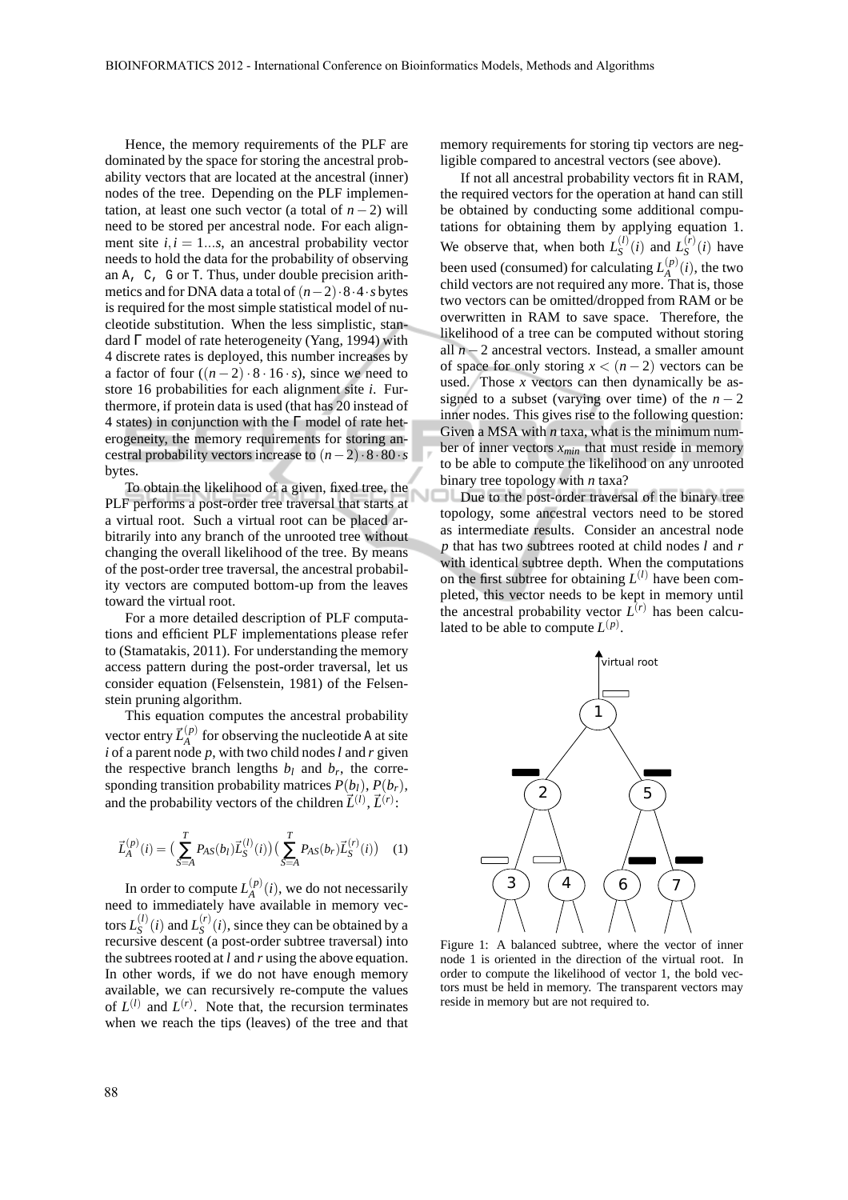Hence, the memory requirements of the PLF are dominated by the space for storing the ancestral probability vectors that are located at the ancestral (inner) nodes of the tree. Depending on the PLF implementation, at least one such vector (a total of $n-2$) will need to be stored per ancestral node. For each alignment site $i, i = 1...s$, an ancestral probability vector needs to hold the data for the probability of observing an A, C, G or T. Thus, under double precision arithmetics and for DNA data a total of $(n-2)\cdot 8\cdot 4\cdot s$ bytes is required for the most simple statistical model of nucleotide substitution. When the less simplistic, standard $\Gamma$ model of rate heterogeneity (Yang, 1994) with 4 discrete rates is deployed, this number increases by a factor of four ($(n-2)\cdot 8\cdot 16\cdot s$), since we need to store 16 probabilities for each alignment site $i$. Furthermore, if protein data is used (that has 20 instead of 4 states) in conjunction with the $\Gamma$ model of rate heterogeneity, the memory requirements for storing ancestral probability vectors increase to $(n-2)\cdot 8\cdot 80\cdot s$ bytes.

To obtain the likelihood of a given, fixed tree, the PLF performs a post-order tree traversal that starts at a virtual root. Such a virtual root can be placed arbitrarily into any branch of the unrooted tree without changing the overall likelihood of the tree. By means of the post-order tree traversal, the ancestral probability vectors are computed bottom-up from the leaves toward the virtual root.

For a more detailed description of PLF computations and efficient PLF implementations please refer to (Stamatakis, 2011). For understanding the memory access pattern during the post-order traversal, let us consider equation (Felsenstein, 1981) of the Felsenstein pruning algorithm.

This equation computes the ancestral probability vector entry $\vec{L}_A^{(p)}$ for observing the nucleotide A at site $i$ of a parent node $p$, with two child nodes $l$ and $r$ given the respective branch lengths $b_l$ and $b_r$, the corresponding transition probability matrices $P(b_l)$, $P(b_r)$, and the probability vectors of the children $\vec{L}^{(l)}$, $\vec{L}^{(r)}$:

$$\vec{L}_A^{(p)}(i) = \Big(\sum_{S=A}^{T} P_{AS}(b_l)\vec{L}_S^{(l)}(i)\Big)\Big(\sum_{S=A}^{T} P_{AS}(b_r)\vec{L}_S^{(r)}(i)\Big) \quad (1)$$

In order to compute $L_A^{(p)}(i)$, we do not necessarily need to immediately have available in memory vectors $L_S^{(l)}(i)$ and $L_S^{(r)}(i)$, since they can be obtained by a recursive descent (a post-order subtree traversal) into the subtrees rooted at $l$ and $r$ using the above equation. In other words, if we do not have enough memory available, we can recursively re-compute the values of $L^{(l)}$ and $L^{(r)}$. Note that, the recursion terminates when we reach the tips (leaves) of the tree and that memory requirements for storing tip vectors are negligible compared to ancestral vectors (see above).

If not all ancestral probability vectors fit in RAM, the required vectors for the operation at hand can still be obtained by conducting some additional computations for obtaining them by applying equation 1. We observe that, when both $L_S^{(l)}(i)$ and $L_S^{(r)}(i)$ have been used (consumed) for calculating $L_A^{(p)}(i)$, the two child vectors are not required any more. That is, those two vectors can be omitted/dropped from RAM or be overwritten in RAM to save space. Therefore, the likelihood of a tree can be computed without storing all $n-2$ ancestral vectors. Instead, a smaller amount of space for only storing $x < (n-2)$ vectors can be used. Those $x$ vectors can then dynamically be assigned to a subset (varying over time) of the $n-2$ inner nodes. This gives rise to the following question: Given a MSA with $n$ taxa, what is the minimum number of inner vectors $x_{min}$ that must reside in memory to be able to compute the likelihood on any unrooted binary tree topology with $n$ taxa?

Due to the post-order traversal of the binary tree topology, some ancestral vectors need to be stored as intermediate results. Consider an ancestral node $p$ that has two subtrees rooted at child nodes $l$ and $r$ with identical subtree depth. When the computations on the first subtree for obtaining $L^{(l)}$ have been completed, this vector needs to be kept in memory until the ancestral probability vector $L^{(r)}$ has been calculated to be able to compute $L^{(p)}$.

Figure 1: A balanced subtree, where the vector of inner node 1 is oriented in the direction of the virtual root. In order to compute the likelihood of vector 1, the bold vectors must be held in memory. The transparent vectors may reside in memory but are not required to.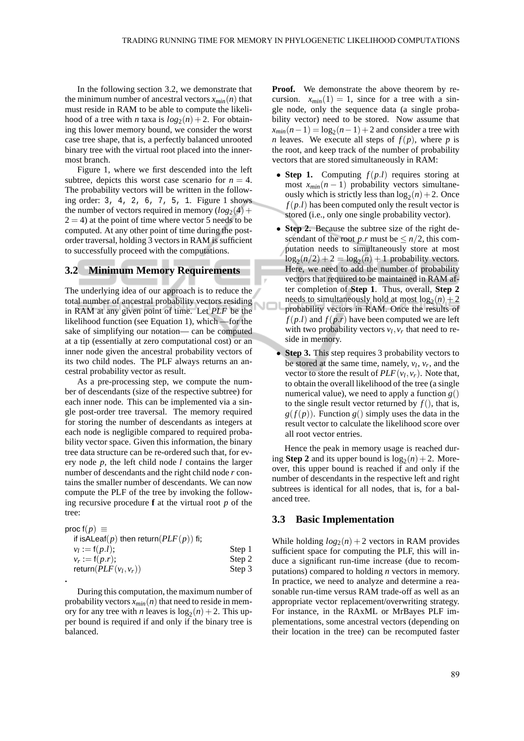In the following section 3.2, we demonstrate that the minimum number of ancestral vectors $x_{min}(n)$ that must reside in RAM to be able to compute the likelihood of a tree with $n$ taxa is $log_2(n)+2$. For obtaining this lower memory bound, we consider the worst case tree shape, that is, a perfectly balanced unrooted binary tree with the virtual root placed into the innermost branch.

Figure 1, where we first descended into the left subtree, depicts this worst case scenario for $n = 4$. The probability vectors will be written in the following order: `3, 4, 2, 6, 7, 5, 1`. Figure 1 shows the number of vectors required in memory ($log_2(4)+2 = 4$) at the point of time where vector 5 needs to be computed. At any other point of time during the post-order traversal, holding 3 vectors in RAM is sufficient to successfully proceed with the computations.

## 3.2 Minimum Memory Requirements

The underlying idea of our approach is to reduce the total number of ancestral probability vectors residing in RAM at any given point of time. Let $PLF$ be the likelihood function (see Equation 1), which —for the sake of simplifying our notation— can be computed at a tip (essentially at zero computational cost) or an inner node given the ancestral probability vectors of its two child nodes. The PLF always returns an ancestral probability vector as result.

As a pre-processing step, we compute the number of descendants (size of the respective subtree) for each inner node. This can be implemented via a single post-order tree traversal. The memory required for storing the number of descendants as integers at each node is negligible compared to required probability vector space. Given this information, the binary tree data structure can be re-ordered such that, for every node $p$, the left child node $l$ contains the larger number of descendants and the right child node $r$ contains the smaller number of descendants. We can now compute the PLF of the tree by invoking the following recursive procedure **f** at the virtual root $p$ of the tree:

```
proc f(p) ≡
  if isALeaf(p) then return(PLF(p)) fi;
  v_l := f(p.l);                    Step 1
  v_r := f(p.r);                    Step 2
  return(PLF(v_l, v_r))             Step 3
.
```

During this computation, the maximum number of probability vectors $x_{min}(n)$ that need to reside in memory for any tree with $n$ leaves is $\log_2(n)+2$. This upper bound is required if and only if the binary tree is balanced.

**Proof.** We demonstrate the above theorem by recursion. $x_{min}(1) = 1$, since for a tree with a single node, only the sequence data (a single probability vector) need to be stored. Now assume that $x_{min}(n-1) = \log_2(n-1)+2$ and consider a tree with $n$ leaves. We execute all steps of $f(p)$, where $p$ is the root, and keep track of the number of probability vectors that are stored simultaneously in RAM:

- **Step 1.** Computing $f(p.l)$ requires storing at most $x_{min}(n-1)$ probability vectors simultaneously which is strictly less than $\log_2(n)+2$. Once $f(p.l)$ has been computed only the result vector is stored (i.e., only one single probability vector).
- **Step 2.** Because the subtree size of the right descendant of the root $p.r$ must be $\leq n/2$, this computation needs to simultaneously store at most $\log_2(n/2)+2 = \log_2(n)+1$ probability vectors. Here, we need to add the number of probability vectors that required to be maintained in RAM after completion of **Step 1**. Thus, overall, **Step 2** needs to simultaneously hold at most $\log_2(n)+2$ probability vectors in RAM. Once the results of $f(p.l)$ and $f(p.r)$ have been computed we are left with two probability vectors $v_l, v_r$ that need to reside in memory.
- **Step 3.** This step requires 3 probability vectors to be stored at the same time, namely, $v_l$, $v_r$, and the vector to store the result of $PLF(v_l, v_r)$. Note that, to obtain the overall likelihood of the tree (a single numerical value), we need to apply a function $g()$ to the single result vector returned by $f()$, that is, $g(f(p))$. Function $g()$ simply uses the data in the result vector to calculate the likelihood score over all root vector entries.

Hence the peak in memory usage is reached during **Step 2** and its upper bound is $\log_2(n)+2$. Moreover, this upper bound is reached if and only if the number of descendants in the respective left and right subtrees is identical for all nodes, that is, for a balanced tree.

## 3.3 Basic Implementation

While holding $log_2(n)+2$ vectors in RAM provides sufficient space for computing the PLF, this will induce a significant run-time increase (due to recomputations) compared to holding $n$ vectors in memory. In practice, we need to analyze and determine a reasonable run-time versus RAM trade-off as well as an appropriate vector replacement/overwriting strategy. For instance, in the RAxML or MrBayes PLF implementations, some ancestral vectors (depending on their location in the tree) can be recomputed faster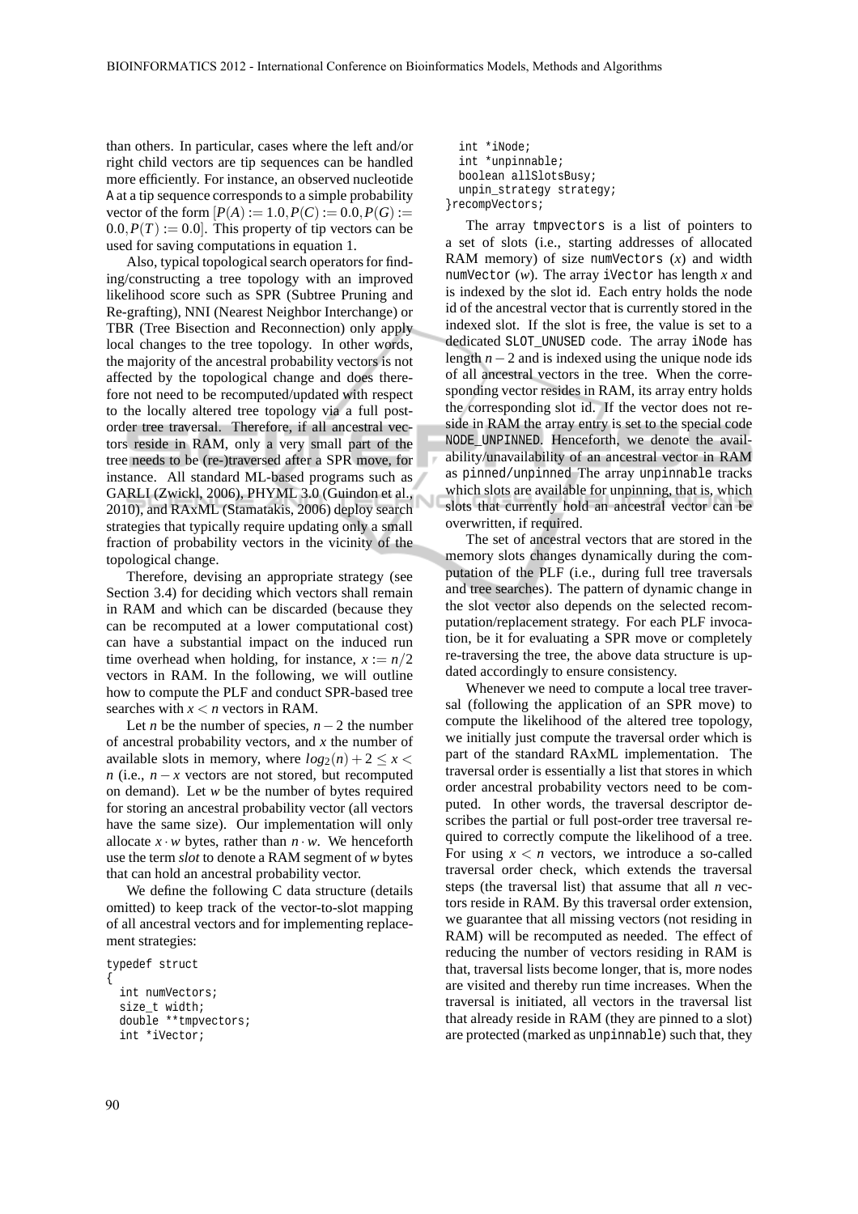than others. In particular, cases where the left and/or right child vectors are tip sequences can be handled more efficiently. For instance, an observed nucleotide A at a tip sequence corresponds to a simple probability vector of the form $[P(A) := 1.0, P(C) := 0.0, P(G) := 0.0, P(T) := 0.0]$. This property of tip vectors can be used for saving computations in equation 1.

Also, typical topological search operators for finding/constructing a tree topology with an improved likelihood score such as SPR (Subtree Pruning and Re-grafting), NNI (Nearest Neighbor Interchange) or TBR (Tree Bisection and Reconnection) only apply local changes to the tree topology. In other words, the majority of the ancestral probability vectors is not affected by the topological change and does therefore not need to be recomputed/updated with respect to the locally altered tree topology via a full post-order tree traversal. Therefore, if all ancestral vectors reside in RAM, only a very small part of the tree needs to be (re-)traversed after a SPR move, for instance. All standard ML-based programs such as GARLI (Zwickl, 2006), PHYML 3.0 (Guindon et al., 2010), and RAxML (Stamatakis, 2006) deploy search strategies that typically require updating only a small fraction of probability vectors in the vicinity of the topological change.

Therefore, devising an appropriate strategy (see Section 3.4) for deciding which vectors shall remain in RAM and which can be discarded (because they can be recomputed at a lower computational cost) can have a substantial impact on the induced run time overhead when holding, for instance, $x := n/2$ vectors in RAM. In the following, we will outline how to compute the PLF and conduct SPR-based tree searches with $x < n$ vectors in RAM.

Let $n$ be the number of species, $n-2$ the number of ancestral probability vectors, and $x$ the number of available slots in memory, where $log_2(n) + 2 \leq x < n$ (i.e., $n - x$ vectors are not stored, but recomputed on demand). Let $w$ be the number of bytes required for storing an ancestral probability vector (all vectors have the same size). Our implementation will only allocate $x \cdot w$ bytes, rather than $n \cdot w$. We henceforth use the term *slot* to denote a RAM segment of $w$ bytes that can hold an ancestral probability vector.

We define the following C data structure (details omitted) to keep track of the vector-to-slot mapping of all ancestral vectors and for implementing replacement strategies:

```
typedef struct
{
  int numVectors;
  size_t width;
  double **tmpvectors;
  int *iVector;
  int *iNode;
  int *unpinnable;
  boolean allSlotsBusy;
  unpin_strategy strategy;
}recompVectors;
```

The array `tmpvectors` is a list of pointers to a set of slots (i.e., starting addresses of allocated RAM memory) of size `numVectors` ($x$) and width `numVector` ($w$). The array `iVector` has length $x$ and is indexed by the slot id. Each entry holds the node id of the ancestral vector that is currently stored in the indexed slot. If the slot is free, the value is set to a dedicated `SLOT_UNUSED` code. The array `iNode` has length $n-2$ and is indexed using the unique node ids of all ancestral vectors in the tree. When the corresponding vector resides in RAM, its array entry holds the corresponding slot id. If the vector does not reside in RAM the array entry is set to the special code `NODE_UNPINNED`. Henceforth, we denote the availability/unavailability of an ancestral vector in RAM as `pinned/unpinned` The array `unpinnable` tracks which slots are available for unpinning, that is, which slots that currently hold an ancestral vector can be overwritten, if required.

The set of ancestral vectors that are stored in the memory slots changes dynamically during the computation of the PLF (i.e., during full tree traversals and tree searches). The pattern of dynamic change in the slot vector also depends on the selected recomputation/replacement strategy. For each PLF invocation, be it for evaluating a SPR move or completely re-traversing the tree, the above data structure is updated accordingly to ensure consistency.

Whenever we need to compute a local tree traversal (following the application of an SPR move) to compute the likelihood of the altered tree topology, we initially just compute the traversal order which is part of the standard RAxML implementation. The traversal order is essentially a list that stores in which order ancestral probability vectors need to be computed. In other words, the traversal descriptor describes the partial or full post-order tree traversal required to correctly compute the likelihood of a tree. For using $x < n$ vectors, we introduce a so-called traversal order check, which extends the traversal steps (the traversal list) that assume that all $n$ vectors reside in RAM. By this traversal order extension, we guarantee that all missing vectors (not residing in RAM) will be recomputed as needed. The effect of reducing the number of vectors residing in RAM is that, traversal lists become longer, that is, more nodes are visited and thereby run time increases. When the traversal is initiated, all vectors in the traversal list that already reside in RAM (they are pinned to a slot) are protected (marked as `unpinnable`) such that, they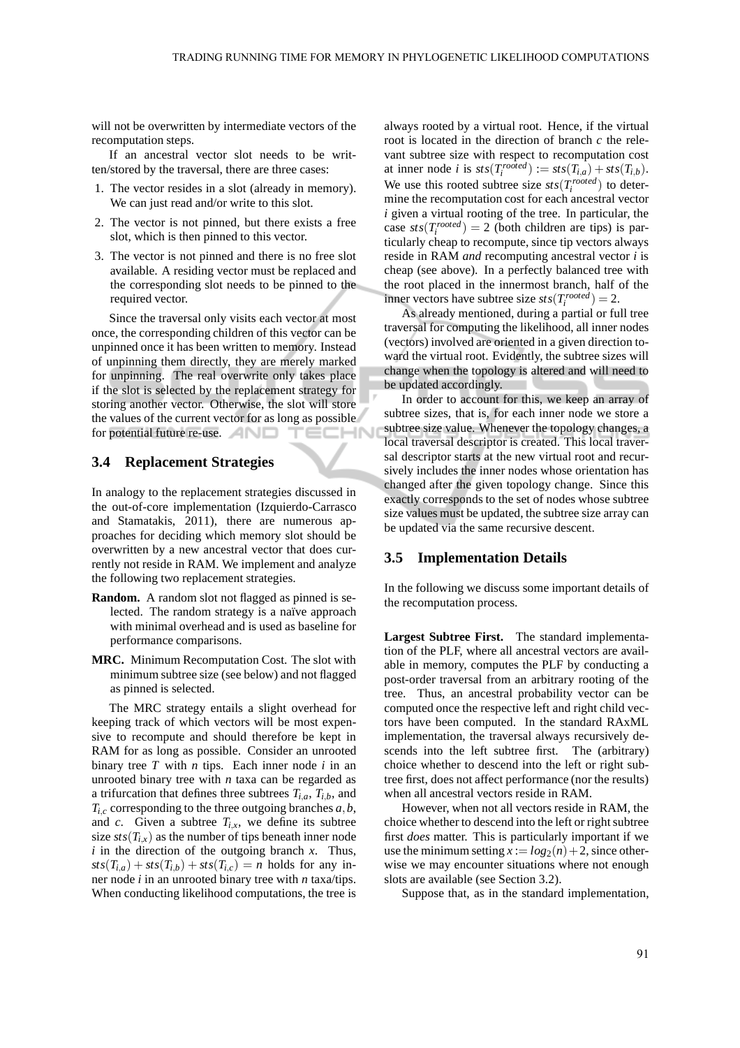will not be overwritten by intermediate vectors of the recomputation steps.

If an ancestral vector slot needs to be written/stored by the traversal, there are three cases:

1. The vector resides in a slot (already in memory). We can just read and/or write to this slot.
2. The vector is not pinned, but there exists a free slot, which is then pinned to this vector.
3. The vector is not pinned and there is no free slot available. A residing vector must be replaced and the corresponding slot needs to be pinned to the required vector.

Since the traversal only visits each vector at most once, the corresponding children of this vector can be unpinned once it has been written to memory. Instead of unpinning them directly, they are merely marked for unpinning. The real overwrite only takes place if the slot is selected by the replacement strategy for storing another vector. Otherwise, the slot will store the values of the current vector for as long as possible for potential future re-use.

### 3.4 Replacement Strategies

In analogy to the replacement strategies discussed in the out-of-core implementation (Izquierdo-Carrasco and Stamatakis, 2011), there are numerous approaches for deciding which memory slot should be overwritten by a new ancestral vector that does currently not reside in RAM. We implement and analyze the following two replacement strategies.

**Random.** A random slot not flagged as pinned is selected. The random strategy is a naïve approach with minimal overhead and is used as baseline for performance comparisons.

**MRC.** Minimum Recomputation Cost. The slot with minimum subtree size (see below) and not flagged as pinned is selected.

The MRC strategy entails a slight overhead for keeping track of which vectors will be most expensive to recompute and should therefore be kept in RAM for as long as possible. Consider an unrooted binary tree $T$ with $n$ tips. Each inner node $i$ in an unrooted binary tree with $n$ taxa can be regarded as a trifurcation that defines three subtrees $T_{i,a}$, $T_{i,b}$, and $T_{i,c}$ corresponding to the three outgoing branches $a, b$, and $c$. Given a subtree $T_{i,x}$, we define its subtree size $sts(T_{i,x})$ as the number of tips beneath inner node $i$ in the direction of the outgoing branch $x$. Thus, $sts(T_{i,a}) + sts(T_{i,b}) + sts(T_{i,c}) = n$ holds for any inner node $i$ in an unrooted binary tree with $n$ taxa/tips. When conducting likelihood computations, the tree is always rooted by a virtual root. Hence, if the virtual root is located in the direction of branch $c$ the relevant subtree size with respect to recomputation cost at inner node $i$ is $sts(T_i^{rooted}) := sts(T_{i,a}) + sts(T_{i,b})$. We use this rooted subtree size $sts(T_i^{rooted})$ to determine the recomputation cost for each ancestral vector $i$ given a virtual rooting of the tree. In particular, the case $sts(T_i^{rooted}) = 2$ (both children are tips) is particularly cheap to recompute, since tip vectors always reside in RAM *and* recomputing ancestral vector $i$ is cheap (see above). In a perfectly balanced tree with the root placed in the innermost branch, half of the inner vectors have subtree size $sts(T_i^{rooted}) = 2$.

As already mentioned, during a partial or full tree traversal for computing the likelihood, all inner nodes (vectors) involved are oriented in a given direction toward the virtual root. Evidently, the subtree sizes will change when the topology is altered and will need to be updated accordingly.

In order to account for this, we keep an array of subtree sizes, that is, for each inner node we store a subtree size value. Whenever the topology changes, a local traversal descriptor is created. This local traversal descriptor starts at the new virtual root and recursively includes the inner nodes whose orientation has changed after the given topology change. Since this exactly corresponds to the set of nodes whose subtree size values must be updated, the subtree size array can be updated via the same recursive descent.

### 3.5 Implementation Details

In the following we discuss some important details of the recomputation process.

**Largest Subtree First.** The standard implementation of the PLF, where all ancestral vectors are available in memory, computes the PLF by conducting a post-order traversal from an arbitrary rooting of the tree. Thus, an ancestral probability vector can be computed once the respective left and right child vectors have been computed. In the standard RAxML implementation, the traversal always recursively descends into the left subtree first. The (arbitrary) choice whether to descend into the left or right subtree first, does not affect performance (nor the results) when all ancestral vectors reside in RAM.

However, when not all vectors reside in RAM, the choice whether to descend into the left or right subtree first *does* matter. This is particularly important if we use the minimum setting $x := log_2(n) + 2$, since otherwise we may encounter situations where not enough slots are available (see Section 3.2).

Suppose that, as in the standard implementation,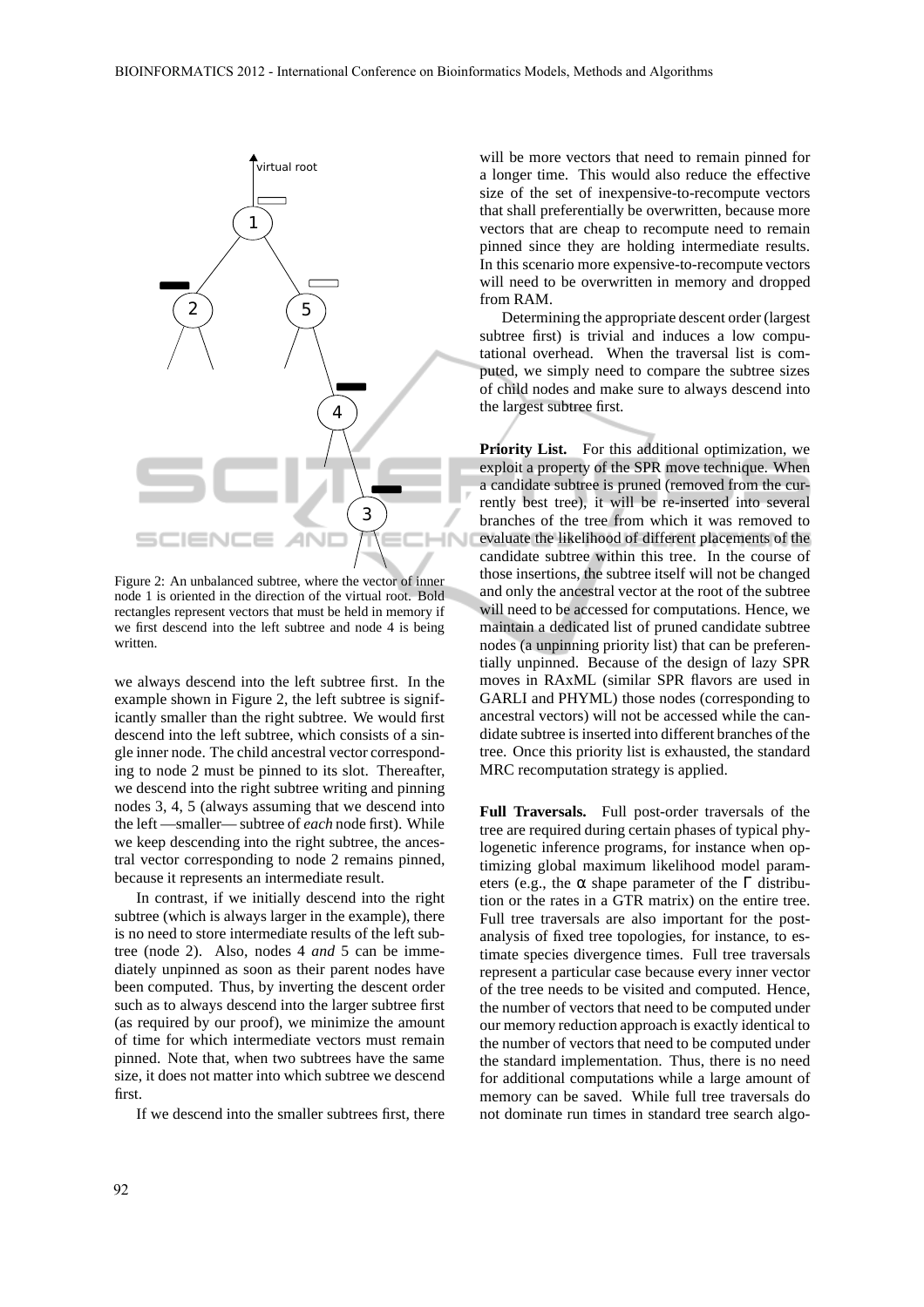Figure 2: An unbalanced subtree, where the vector of inner node 1 is oriented in the direction of the virtual root. Bold rectangles represent vectors that must be held in memory if we first descend into the left subtree and node 4 is being written.

we always descend into the left subtree first. In the example shown in Figure 2, the left subtree is significantly smaller than the right subtree. We would first descend into the left subtree, which consists of a single inner node. The child ancestral vector corresponding to node 2 must be pinned to its slot. Thereafter, we descend into the right subtree writing and pinning nodes 3, 4, 5 (always assuming that we descend into the left —smaller— subtree of *each* node first). While we keep descending into the right subtree, the ancestral vector corresponding to node 2 remains pinned, because it represents an intermediate result.

In contrast, if we initially descend into the right subtree (which is always larger in the example), there is no need to store intermediate results of the left subtree (node 2). Also, nodes 4 *and* 5 can be immediately unpinned as soon as their parent nodes have been computed. Thus, by inverting the descent order such as to always descend into the larger subtree first (as required by our proof), we minimize the amount of time for which intermediate vectors must remain pinned. Note that, when two subtrees have the same size, it does not matter into which subtree we descend first.

If we descend into the smaller subtrees first, there will be more vectors that need to remain pinned for a longer time. This would also reduce the effective size of the set of inexpensive-to-recompute vectors that shall preferentially be overwritten, because more vectors that are cheap to recompute need to remain pinned since they are holding intermediate results. In this scenario more expensive-to-recompute vectors will need to be overwritten in memory and dropped from RAM.

Determining the appropriate descent order (largest subtree first) is trivial and induces a low computational overhead. When the traversal list is computed, we simply need to compare the subtree sizes of child nodes and make sure to always descend into the largest subtree first.

**Priority List.** For this additional optimization, we exploit a property of the SPR move technique. When a candidate subtree is pruned (removed from the currently best tree), it will be re-inserted into several branches of the tree from which it was removed to evaluate the likelihood of different placements of the candidate subtree within this tree. In the course of those insertions, the subtree itself will not be changed and only the ancestral vector at the root of the subtree will need to be accessed for computations. Hence, we maintain a dedicated list of pruned candidate subtree nodes (a unpinning priority list) that can be preferentially unpinned. Because of the design of lazy SPR moves in RAxML (similar SPR flavors are used in GARLI and PHYML) those nodes (corresponding to ancestral vectors) will not be accessed while the candidate subtree is inserted into different branches of the tree. Once this priority list is exhausted, the standard MRC recomputation strategy is applied.

**Full Traversals.** Full post-order traversals of the tree are required during certain phases of typical phylogenetic inference programs, for instance when optimizing global maximum likelihood model parameters (e.g., the $\alpha$ shape parameter of the $\Gamma$ distribution or the rates in a GTR matrix) on the entire tree. Full tree traversals are also important for the post-analysis of fixed tree topologies, for instance, to estimate species divergence times. Full tree traversals represent a particular case because every inner vector of the tree needs to be visited and computed. Hence, the number of vectors that need to be computed under our memory reduction approach is exactly identical to the number of vectors that need to be computed under the standard implementation. Thus, there is no need for additional computations while a large amount of memory can be saved. While full tree traversals do not dominate run times in standard tree search algo-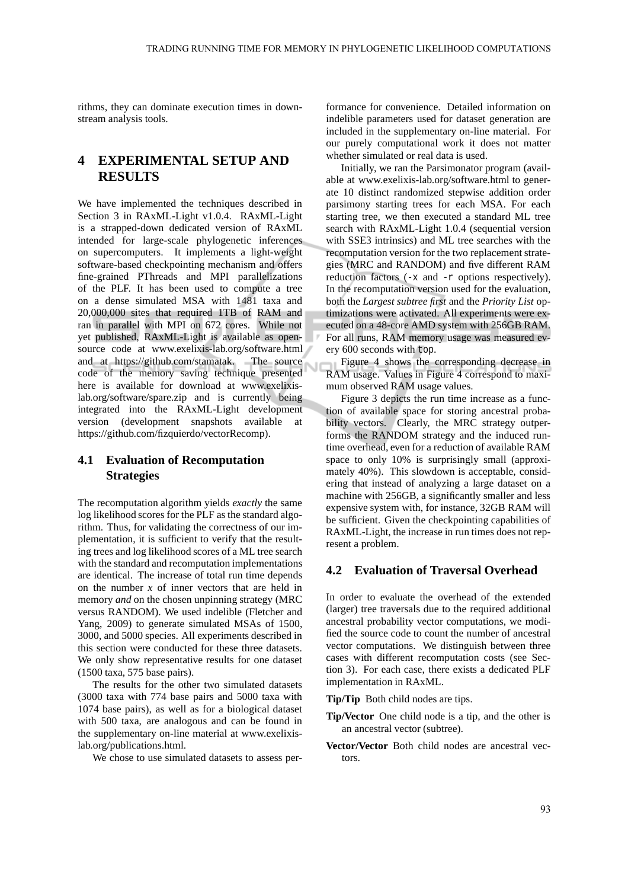rithms, they can dominate execution times in downstream analysis tools.

## 4 EXPERIMENTAL SETUP AND RESULTS

We have implemented the techniques described in Section 3 in RAxML-Light v1.0.4. RAxML-Light is a strapped-down dedicated version of RAxML intended for large-scale phylogenetic inferences on supercomputers. It implements a light-weight software-based checkpointing mechanism and offers fine-grained PThreads and MPI parallelizations of the PLF. It has been used to compute a tree on a dense simulated MSA with 1481 taxa and 20,000,000 sites that required 1TB of RAM and ran in parallel with MPI on 672 cores. While not yet published, RAxML-Light is available as open-source code at www.exelixis-lab.org/software.html and at https://github.com/stamatak. The source code of the memory saving technique presented here is available for download at www.exelixis-lab.org/software/spare.zip and is currently being integrated into the RAxML-Light development version (development snapshots available at https://github.com/fizquierdo/vectorRecomp).

### 4.1 Evaluation of Recomputation Strategies

The recomputation algorithm yields *exactly* the same log likelihood scores for the PLF as the standard algorithm. Thus, for validating the correctness of our implementation, it is sufficient to verify that the resulting trees and log likelihood scores of a ML tree search with the standard and recomputation implementations are identical. The increase of total run time depends on the number $x$ of inner vectors that are held in memory *and* on the chosen unpinning strategy (MRC versus RANDOM). We used indelible (Fletcher and Yang, 2009) to generate simulated MSAs of 1500, 3000, and 5000 species. All experiments described in this section were conducted for these three datasets. We only show representative results for one dataset (1500 taxa, 575 base pairs).

The results for the other two simulated datasets (3000 taxa with 774 base pairs and 5000 taxa with 1074 base pairs), as well as for a biological dataset with 500 taxa, are analogous and can be found in the supplementary on-line material at www.exelixis-lab.org/publications.html.

We chose to use simulated datasets to assess performance for convenience. Detailed information on indelible parameters used for dataset generation are included in the supplementary on-line material. For our purely computational work it does not matter whether simulated or real data is used.

Initially, we ran the Parsimonator program (available at www.exelixis-lab.org/software.html to generate 10 distinct randomized stepwise addition order parsimony starting trees for each MSA. For each starting tree, we then executed a standard ML tree search with RAxML-Light 1.0.4 (sequential version with SSE3 intrinsics) and ML tree searches with the recomputation version for the two replacement strategies (MRC and RANDOM) and five different RAM reduction factors (`-x` and `-r` options respectively). In the recomputation version used for the evaluation, both the *Largest subtree first* and the *Priority List* optimizations were activated. All experiments were executed on a 48-core AMD system with 256GB RAM. For all runs, RAM memory usage was measured every 600 seconds with `top`.

Figure 4 shows the corresponding decrease in RAM usage. Values in Figure 4 correspond to maximum observed RAM usage values.

Figure 3 depicts the run time increase as a function of available space for storing ancestral probability vectors. Clearly, the MRC strategy outperforms the RANDOM strategy and the induced runtime overhead, even for a reduction of available RAM space to only 10% is surprisingly small (approximately 40%). This slowdown is acceptable, considering that instead of analyzing a large dataset on a machine with 256GB, a significantly smaller and less expensive system with, for instance, 32GB RAM will be sufficient. Given the checkpointing capabilities of RAxML-Light, the increase in run times does not represent a problem.

### 4.2 Evaluation of Traversal Overhead

In order to evaluate the overhead of the extended (larger) tree traversals due to the required additional ancestral probability vector computations, we modified the source code to count the number of ancestral vector computations. We distinguish between three cases with different recomputation costs (see Section 3). For each case, there exists a dedicated PLF implementation in RAxML.

**Tip/Tip** Both child nodes are tips.

**Tip/Vector** One child node is a tip, and the other is an ancestral vector (subtree).

**Vector/Vector** Both child nodes are ancestral vectors.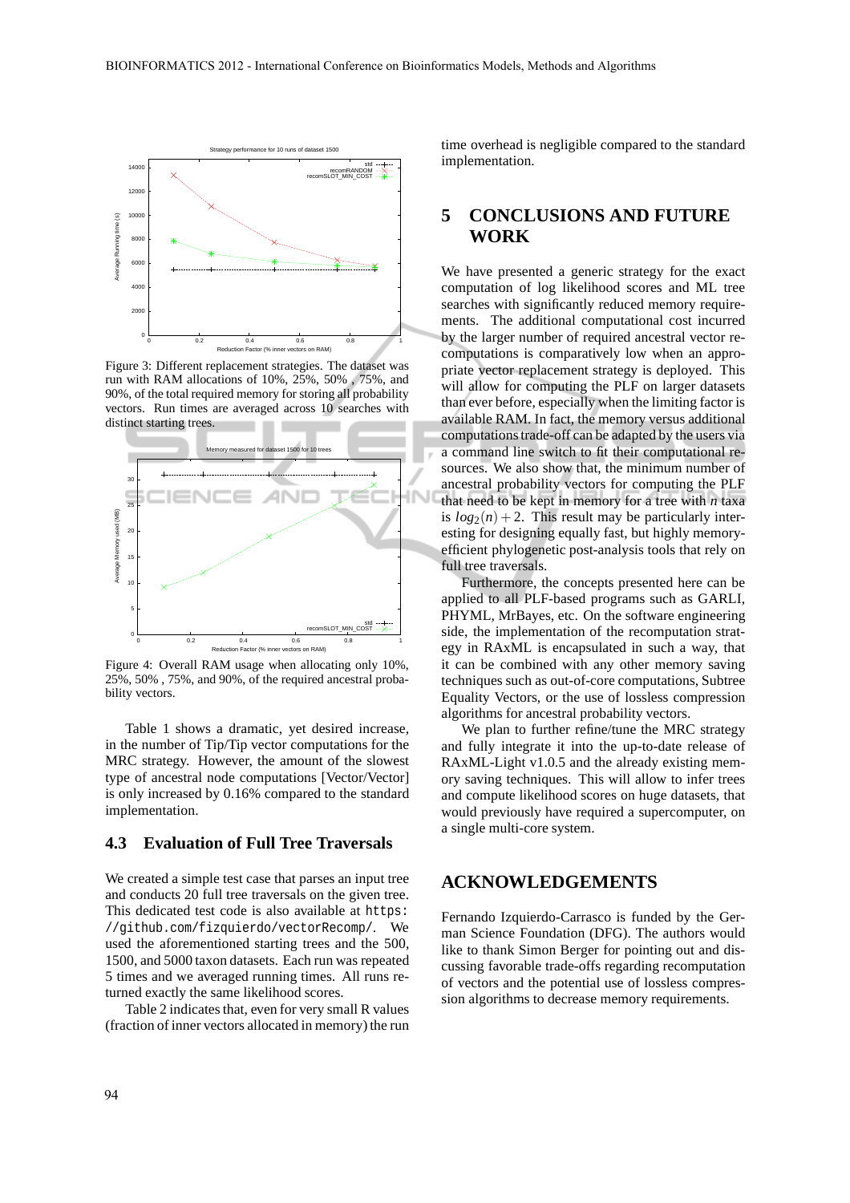Figure 3: Different replacement strategies. The dataset was run with RAM allocations of 10%, 25%, 50% , 75%, and 90%, of the total required memory for storing all probability vectors. Run times are averaged across 10 searches with distinct starting trees.

Figure 4: Overall RAM usage when allocating only 10%, 25%, 50% , 75%, and 90%, of the required ancestral probability vectors.

Table 1 shows a dramatic, yet desired increase, in the number of Tip/Tip vector computations for the MRC strategy. However, the amount of the slowest type of ancestral node computations [Vector/Vector] is only increased by 0.16% compared to the standard implementation.

### 4.3 Evaluation of Full Tree Traversals

We created a simple test case that parses an input tree and conducts 20 full tree traversals on the given tree. This dedicated test code is also available at https://github.com/fizquierdo/vectorRecomp/. We used the aforementioned starting trees and the 500, 1500, and 5000 taxon datasets. Each run was repeated 5 times and we averaged running times. All runs returned exactly the same likelihood scores.

Table 2 indicates that, even for very small R values (fraction of inner vectors allocated in memory) the run time overhead is negligible compared to the standard implementation.

## 5 CONCLUSIONS AND FUTURE WORK

We have presented a generic strategy for the exact computation of log likelihood scores and ML tree searches with significantly reduced memory requirements. The additional computational cost incurred by the larger number of required ancestral vector recomputations is comparatively low when an appropriate vector replacement strategy is deployed. This will allow for computing the PLF on larger datasets than ever before, especially when the limiting factor is available RAM. In fact, the memory versus additional computations trade-off can be adapted by the users via a command line switch to fit their computational resources. We also show that, the minimum number of ancestral probability vectors for computing the PLF that need to be kept in memory for a tree with $n$ taxa is $log_2(n)+2$. This result may be particularly interesting for designing equally fast, but highly memory-efficient phylogenetic post-analysis tools that rely on full tree traversals.

Furthermore, the concepts presented here can be applied to all PLF-based programs such as GARLI, PHYML, MrBayes, etc. On the software engineering side, the implementation of the recomputation strategy in RAxML is encapsulated in such a way, that it can be combined with any other memory saving techniques such as out-of-core computations, Subtree Equality Vectors, or the use of lossless compression algorithms for ancestral probability vectors.

We plan to further refine/tune the MRC strategy and fully integrate it into the up-to-date release of RAxML-Light v1.0.5 and the already existing memory saving techniques. This will allow to infer trees and compute likelihood scores on huge datasets, that would previously have required a supercomputer, on a single multi-core system.

## ACKNOWLEDGEMENTS

Fernando Izquierdo-Carrasco is funded by the German Science Foundation (DFG). The authors would like to thank Simon Berger for pointing out and discussing favorable trade-offs regarding recomputation of vectors and the potential use of lossless compression algorithms to decrease memory requirements.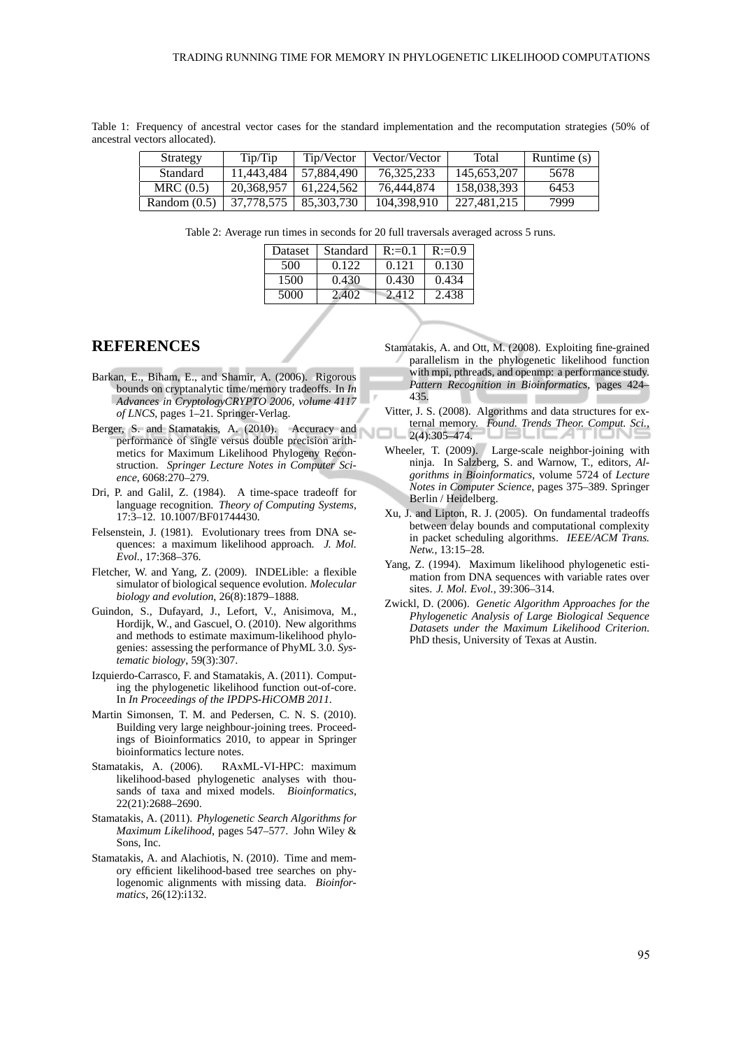Table 1: Frequency of ancestral vector cases for the standard implementation and the recomputation strategies (50% of ancestral vectors allocated).

| Strategy | Tip/Tip | Tip/Vector | Vector/Vector | Total | Runtime (s) |
|---|---|---|---|---|---|
| Standard | 11,443,484 | 57,884,490 | 76,325,233 | 145,653,207 | 5678 |
| MRC (0.5) | 20,368,957 | 61,224,562 | 76,444,874 | 158,038,393 | 6453 |
| Random (0.5) | 37,778,575 | 85,303,730 | 104,398,910 | 227,481,215 | 7999 |

Table 2: Average run times in seconds for 20 full traversals averaged across 5 runs.

| Dataset | Standard | R:=0.1 | R:=0.9 |
|---|---|---|---|
| 500 | 0.122 | 0.121 | 0.130 |
| 1500 | 0.430 | 0.430 | 0.434 |
| 5000 | 2.402 | 2.412 | 2.438 |

## REFERENCES

Barkan, E., Biham, E., and Shamir, A. (2006). Rigorous bounds on cryptanalytic time/memory tradeoffs. In *In Advances in CryptologyCRYPTO 2006, volume 4117 of LNCS*, pages 1–21. Springer-Verlag.

Berger, S. and Stamatakis, A. (2010). Accuracy and performance of single versus double precision arithmetics for Maximum Likelihood Phylogeny Reconstruction. *Springer Lecture Notes in Computer Science*, 6068:270–279.

Dri, P. and Galil, Z. (1984). A time-space tradeoff for language recognition. *Theory of Computing Systems*, 17:3–12. 10.1007/BF01744430.

Felsenstein, J. (1981). Evolutionary trees from DNA sequences: a maximum likelihood approach. *J. Mol. Evol.*, 17:368–376.

Fletcher, W. and Yang, Z. (2009). INDELible: a flexible simulator of biological sequence evolution. *Molecular biology and evolution*, 26(8):1879–1888.

Guindon, S., Dufayard, J., Lefort, V., Anisimova, M., Hordijk, W., and Gascuel, O. (2010). New algorithms and methods to estimate maximum-likelihood phylogenies: assessing the performance of PhyML 3.0. *Systematic biology*, 59(3):307.

Izquierdo-Carrasco, F. and Stamatakis, A. (2011). Computing the phylogenetic likelihood function out-of-core. In *In Proceedings of the IPDPS-HiCOMB 2011*.

Martin Simonsen, T. M. and Pedersen, C. N. S. (2010). Building very large neighbour-joining trees. Proceedings of Bioinformatics 2010, to appear in Springer bioinformatics lecture notes.

Stamatakis, A. (2006). RAxML-VI-HPC: maximum likelihood-based phylogenetic analyses with thousands of taxa and mixed models. *Bioinformatics*, 22(21):2688–2690.

Stamatakis, A. (2011). *Phylogenetic Search Algorithms for Maximum Likelihood*, pages 547–577. John Wiley & Sons, Inc.

Stamatakis, A. and Alachiotis, N. (2010). Time and memory efficient likelihood-based tree searches on phylogenomic alignments with missing data. *Bioinformatics*, 26(12):i132.

Stamatakis, A. and Ott, M. (2008). Exploiting fine-grained parallelism in the phylogenetic likelihood function with mpi, pthreads, and openmp: a performance study. *Pattern Recognition in Bioinformatics*, pages 424–435.

Vitter, J. S. (2008). Algorithms and data structures for external memory. *Found. Trends Theor. Comput. Sci.*, 2(4):305–474.

Wheeler, T. (2009). Large-scale neighbor-joining with ninja. In Salzberg, S. and Warnow, T., editors, *Algorithms in Bioinformatics*, volume 5724 of *Lecture Notes in Computer Science*, pages 375–389. Springer Berlin / Heidelberg.

Xu, J. and Lipton, R. J. (2005). On fundamental tradeoffs between delay bounds and computational complexity in packet scheduling algorithms. *IEEE/ACM Trans. Netw.*, 13:15–28.

Yang, Z. (1994). Maximum likelihood phylogenetic estimation from DNA sequences with variable rates over sites. *J. Mol. Evol.*, 39:306–314.

Zwickl, D. (2006). *Genetic Algorithm Approaches for the Phylogenetic Analysis of Large Biological Sequence Datasets under the Maximum Likelihood Criterion*. PhD thesis, University of Texas at Austin.